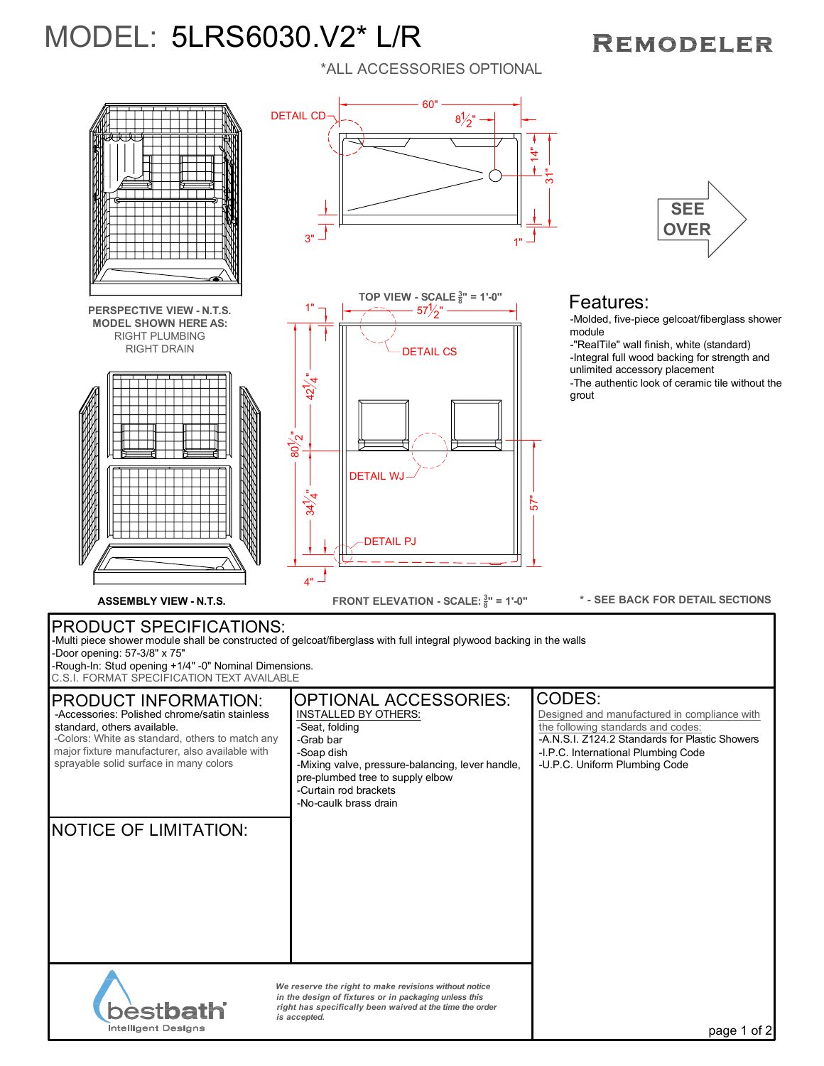# MODEL: 5LRS6030.V2* L/R

**REMODELER**

*ALL ACCESSORIES OPTIONAL

DETAIL CD

60"

$8\frac{1}{2}$"

14"

31"

3"

1"

SEE OVER

PERSPECTIVE VIEW - N.T.S.
MODEL SHOWN HERE AS:
RIGHT PLUMBING
RIGHT DRAIN

TOP VIEW - SCALE $\frac{3}{8}$" = 1'-0"

1"

$57\frac{1}{2}$"

DETAIL CS

$42\frac{1}{4}$"

$80\frac{1}{2}$"

DETAIL WJ

$34\frac{1}{4}$"

57"

DETAIL PJ

4"

ASSEMBLY VIEW - N.T.S.

FRONT ELEVATION - SCALE: $\frac{3}{8}$" = 1'-0"

* - SEE BACK FOR DETAIL SECTIONS

## Features:

- -Molded, five-piece gelcoat/fiberglass shower module
- -"RealTile" wall finish, white (standard)
- -Integral full wood backing for strength and unlimited accessory placement
- -The authentic look of ceramic tile without the grout

## PRODUCT SPECIFICATIONS:

-Multi piece shower module shall be constructed of gelcoat/fiberglass with full integral plywood backing in the walls
-Door opening: 57-3/8" x 75"
-Rough-In: Stud opening +1/4" -0" Nominal Dimensions.
C.S.I. FORMAT SPECIFICATION TEXT AVAILABLE

## PRODUCT INFORMATION:

-Accessories: Polished chrome/satin stainless standard, others available.
-Colors: White as standard, others to match any major fixture manufacturer, also available with sprayable solid surface in many colors

## OPTIONAL ACCESSORIES:

INSTALLED BY OTHERS:
-Seat, folding
-Grab bar
-Soap dish
-Mixing valve, pressure-balancing, lever handle, pre-plumbed tree to supply elbow
-Curtain rod brackets
-No-caulk brass drain

## CODES:

Designed and manufactured in compliance with the following standards and codes:
-A.N.S.I. Z124.2 Standards for Plastic Showers
-I.P.C. International Plumbing Code
-U.P.C. Uniform Plumbing Code

## NOTICE OF LIMITATION:

bestbath
Intelligent Designs

*We reserve the right to make revisions without notice in the design of fixtures or in packaging unless this right has specifically been waived at the time the order is accepted.*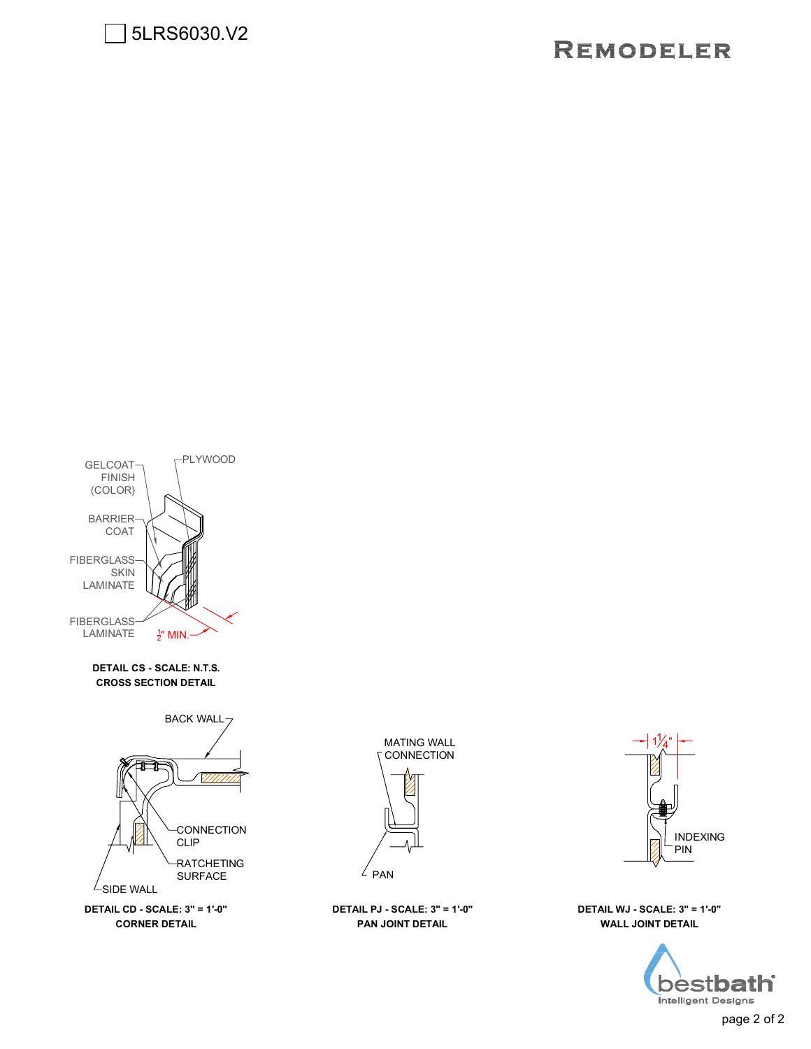5LRS6030.V2

REMODELER

GELCOAT FINISH (COLOR)

PLYWOOD

BARRIER COAT

FIBERGLASS SKIN LAMINATE

FIBERGLASS LAMINATE

$\frac{1}{2}$" MIN.

**DETAIL CS - SCALE: N.T.S.**
**CROSS SECTION DETAIL**

BACK WALL

CONNECTION CLIP

RATCHETING SURFACE

SIDE WALL

**DETAIL CD - SCALE: 3" = 1'-0"**
**CORNER DETAIL**

MATING WALL CONNECTION

PAN

**DETAIL PJ - SCALE: 3" = 1'-0"**
**PAN JOINT DETAIL**

$1\frac{1}{4}$"

INDEXING PIN

**DETAIL WJ - SCALE: 3" = 1'-0"**
**WALL JOINT DETAIL**

bestbath
Intelligent Designs